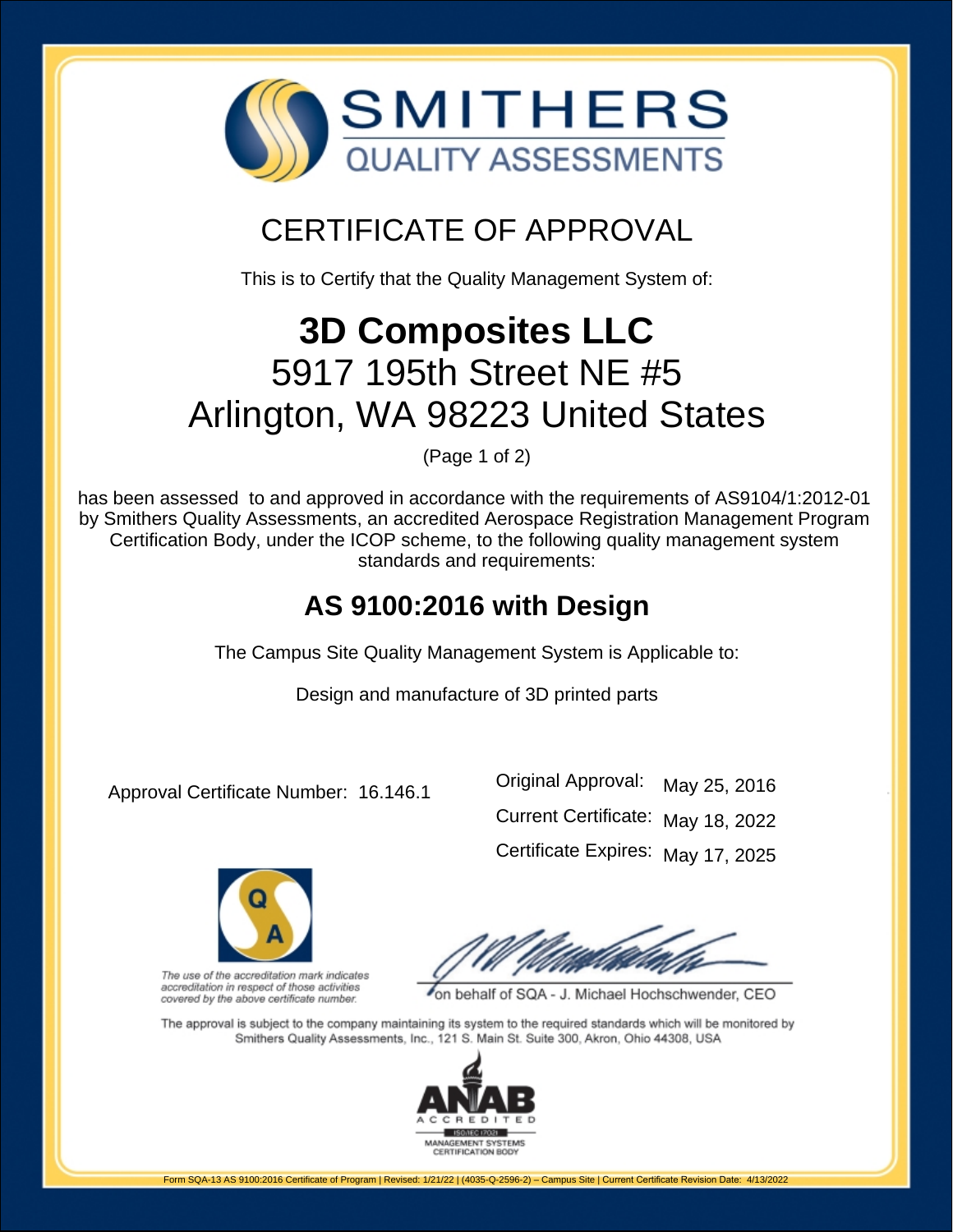# SMITHERS QUALITY ASSESSMENTS

## CERTIFICATE OF APPROVAL

This is to Certify that the Quality Management System of:

# 3D Composites LLC
5917 195th Street NE #5
Arlington, WA 98223 United States

(Page 1 of 2)

has been assessed to and approved in accordance with the requirements of AS9104/1:2012-01 by Smithers Quality Assessments, an accredited Aerospace Registration Management Program Certification Body, under the ICOP scheme, to the following quality management system standards and requirements:

## AS 9100:2016 with Design

The Campus Site Quality Management System is Applicable to:

Design and manufacture of 3D printed parts

Approval Certificate Number: 16.146.1

| | |
|---|---|
| Original Approval: | May 25, 2016 |
| Current Certificate: | May 18, 2022 |
| Certificate Expires: | May 17, 2025 |

*The use of the accreditation mark indicates accreditation in respect of those activities covered by the above certificate number.*

on behalf of SQA - J. Michael Hochschwender, CEO

The approval is subject to the company maintaining its system to the required standards which will be monitored by Smithers Quality Assessments, Inc., 121 S. Main St. Suite 300, Akron, Ohio 44308, USA

ANAB ACCREDITED ISO/IEC 17021 MANAGEMENT SYSTEMS CERTIFICATION BODY

Form SQA-13 AS 9100:2016 Certificate of Program | Revised: 1/21/22 | (4035-Q-2596-2) – Campus Site | Current Certificate Revision Date: 4/13/2022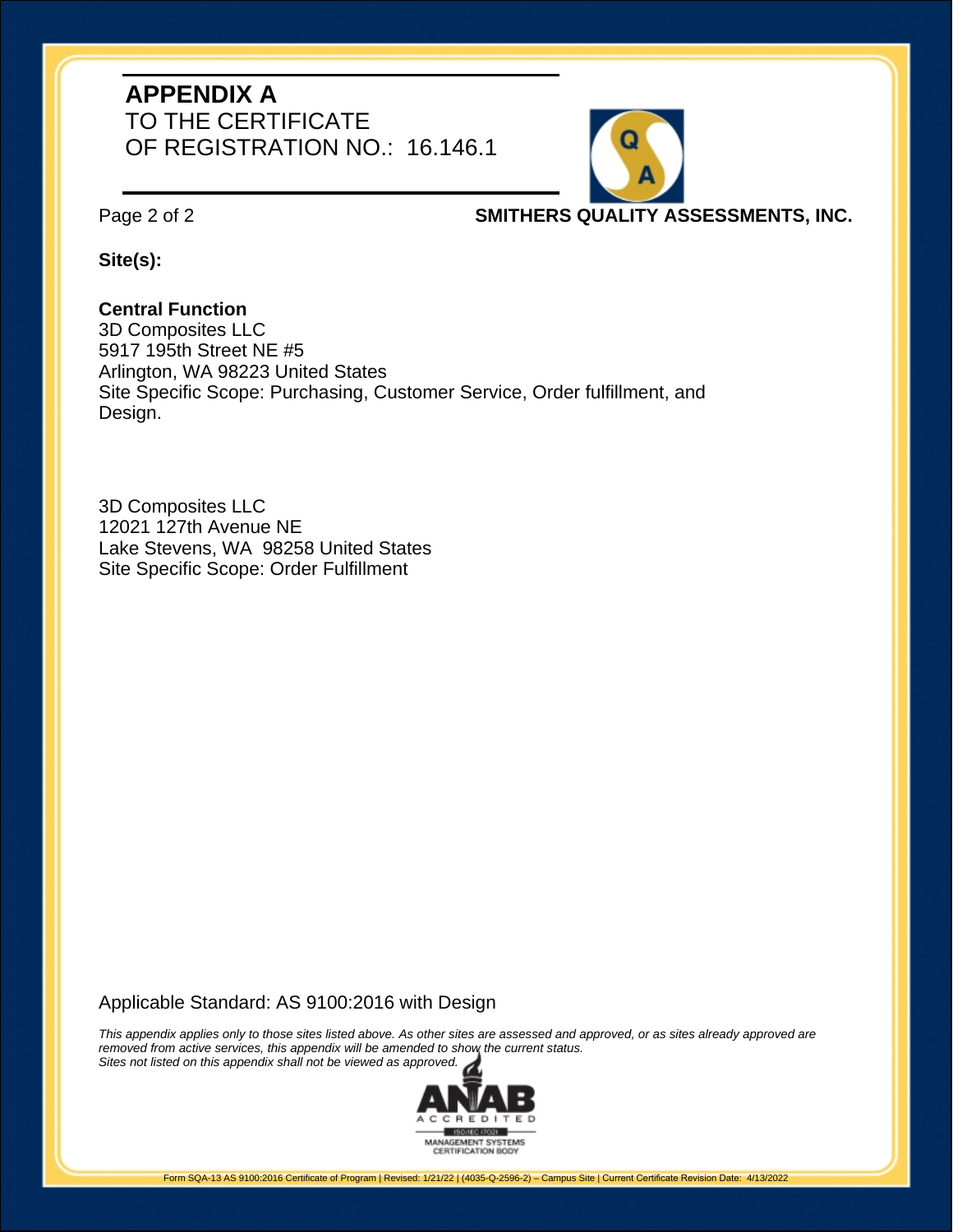# APPENDIX A

TO THE CERTIFICATE
OF REGISTRATION NO.: 16.146.1

**SMITHERS QUALITY ASSESSMENTS, INC.**

**Site(s):**

**Central Function**
3D Composites LLC
5917 195th Street NE #5
Arlington, WA 98223 United States
Site Specific Scope: Purchasing, Customer Service, Order fulfillment, and Design.

3D Composites LLC
12021 127th Avenue NE
Lake Stevens, WA 98258 United States
Site Specific Scope: Order Fulfillment

Applicable Standard: AS 9100:2016 with Design

*This appendix applies only to those sites listed above. As other sites are assessed and approved, or as sites already approved are removed from active services, this appendix will be amended to show the current status.*
*Sites not listed on this appendix shall not be viewed as approved.*

ANAB ACCREDITED ISO/IEC 17021 MANAGEMENT SYSTEMS CERTIFICATION BODY

Form SQA-13 AS 9100:2016 Certificate of Program | Revised: 1/21/22 | (4035-Q-2596-2) – Campus Site | Current Certificate Revision Date: 4/13/2022